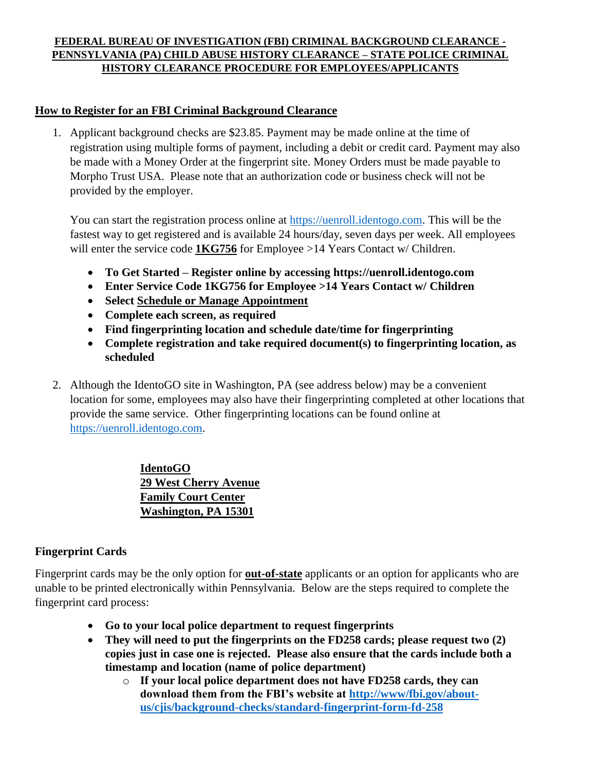# FEDERAL BUREAU OF INVESTIGATION (FBI) CRIMINAL BACKGROUND CLEARANCE - PENNSYLVANIA (PA) CHILD ABUSE HISTORY CLEARANCE – STATE POLICE CRIMINAL HISTORY CLEARANCE PROCEDURE FOR EMPLOYEES/APPLICANTS

## How to Register for an FBI Criminal Background Clearance

1. Applicant background checks are $23.85. Payment may be made online at the time of registration using multiple forms of payment, including a debit or credit card. Payment may also be made with a Money Order at the fingerprint site. Money Orders must be made payable to Morpho Trust USA. Please note that an authorization code or business check will not be provided by the employer.

   You can start the registration process online at https://uenroll.identogo.com. This will be the fastest way to get registered and is available 24 hours/day, seven days per week. All employees will enter the service code **1KG756** for Employee >14 Years Contact w/ Children.

   - **To Get Started – Register online by accessing https://uenroll.identogo.com**
   - **Enter Service Code 1KG756 for Employee >14 Years Contact w/ Children**
   - **Select Schedule or Manage Appointment**
   - **Complete each screen, as required**
   - **Find fingerprinting location and schedule date/time for fingerprinting**
   - **Complete registration and take required document(s) to fingerprinting location, as scheduled**

2. Although the IdentoGO site in Washington, PA (see address below) may be a convenient location for some, employees may also have their fingerprinting completed at other locations that provide the same service. Other fingerprinting locations can be found online at https://uenroll.identogo.com.

   **IdentoGO**
   **29 West Cherry Avenue**
   **Family Court Center**
   **Washington, PA 15301**

## Fingerprint Cards

Fingerprint cards may be the only option for **out-of-state** applicants or an option for applicants who are unable to be printed electronically within Pennsylvania. Below are the steps required to complete the fingerprint card process:

- **Go to your local police department to request fingerprints**
- **They will need to put the fingerprints on the FD258 cards; please request two (2) copies just in case one is rejected. Please also ensure that the cards include both a timestamp and location (name of police department)**
  - **If your local police department does not have FD258 cards, they can download them from the FBI's website at http://www/fbi.gov/about-us/cjis/background-checks/standard-fingerprint-form-fd-258**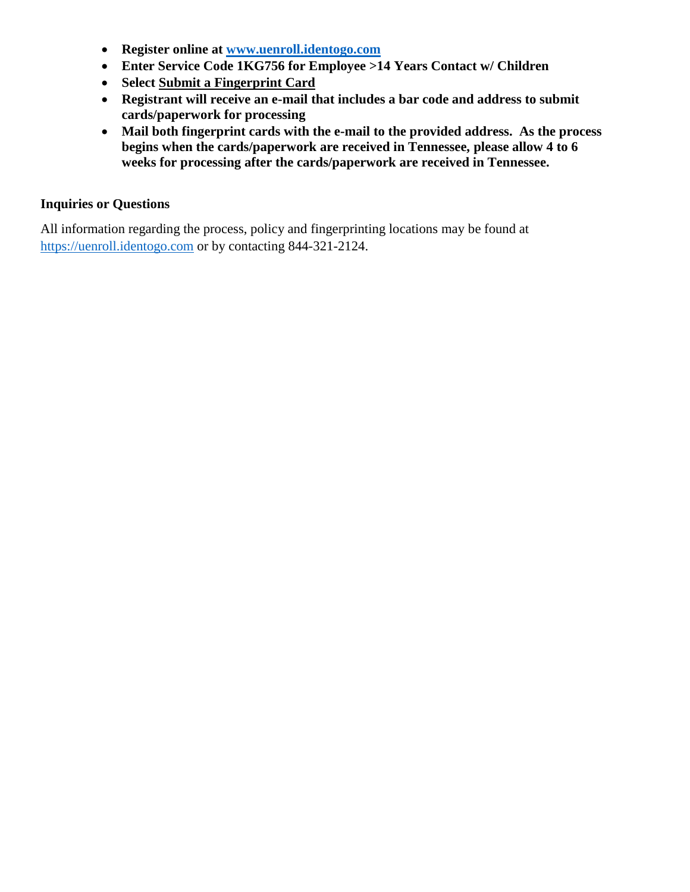- **Register online at [www.uenroll.identogo.com](www.uenroll.identogo.com)**
- **Enter Service Code 1KG756 for Employee >14 Years Contact w/ Children**
- **Select Submit a Fingerprint Card**
- **Registrant will receive an e-mail that includes a bar code and address to submit cards/paperwork for processing**
- **Mail both fingerprint cards with the e-mail to the provided address. As the process begins when the cards/paperwork are received in Tennessee, please allow 4 to 6 weeks for processing after the cards/paperwork are received in Tennessee.**

**Inquiries or Questions**

All information regarding the process, policy and fingerprinting locations may be found at [https://uenroll.identogo.com](https://uenroll.identogo.com) or by contacting 844-321-2124.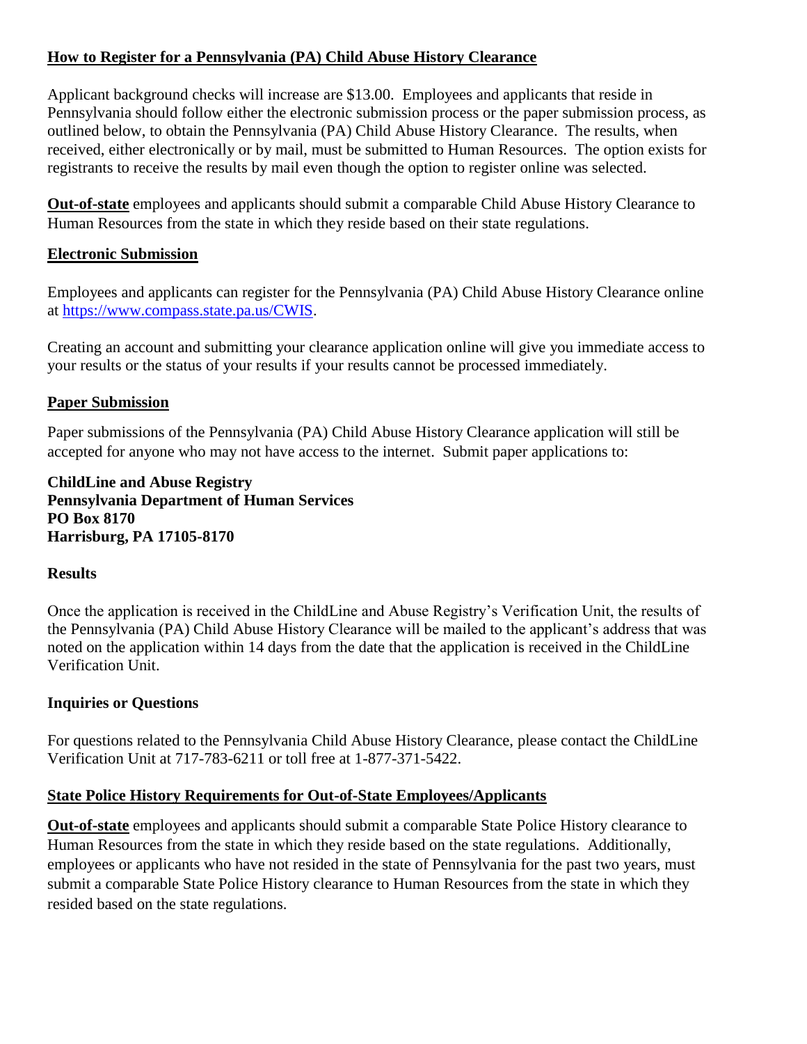## How to Register for a Pennsylvania (PA) Child Abuse History Clearance

Applicant background checks will increase are $13.00. Employees and applicants that reside in Pennsylvania should follow either the electronic submission process or the paper submission process, as outlined below, to obtain the Pennsylvania (PA) Child Abuse History Clearance. The results, when received, either electronically or by mail, must be submitted to Human Resources. The option exists for registrants to receive the results by mail even though the option to register online was selected.

**Out-of-state** employees and applicants should submit a comparable Child Abuse History Clearance to Human Resources from the state in which they reside based on their state regulations.

### Electronic Submission

Employees and applicants can register for the Pennsylvania (PA) Child Abuse History Clearance online at https://www.compass.state.pa.us/CWIS.

Creating an account and submitting your clearance application online will give you immediate access to your results or the status of your results if your results cannot be processed immediately.

### Paper Submission

Paper submissions of the Pennsylvania (PA) Child Abuse History Clearance application will still be accepted for anyone who may not have access to the internet. Submit paper applications to:

**ChildLine and Abuse Registry**
**Pennsylvania Department of Human Services**
**PO Box 8170**
**Harrisburg, PA 17105-8170**

### Results

Once the application is received in the ChildLine and Abuse Registry's Verification Unit, the results of the Pennsylvania (PA) Child Abuse History Clearance will be mailed to the applicant's address that was noted on the application within 14 days from the date that the application is received in the ChildLine Verification Unit.

### Inquiries or Questions

For questions related to the Pennsylvania Child Abuse History Clearance, please contact the ChildLine Verification Unit at 717-783-6211 or toll free at 1-877-371-5422.

### State Police History Requirements for Out-of-State Employees/Applicants

**Out-of-state** employees and applicants should submit a comparable State Police History clearance to Human Resources from the state in which they reside based on the state regulations. Additionally, employees or applicants who have not resided in the state of Pennsylvania for the past two years, must submit a comparable State Police History clearance to Human Resources from the state in which they resided based on the state regulations.